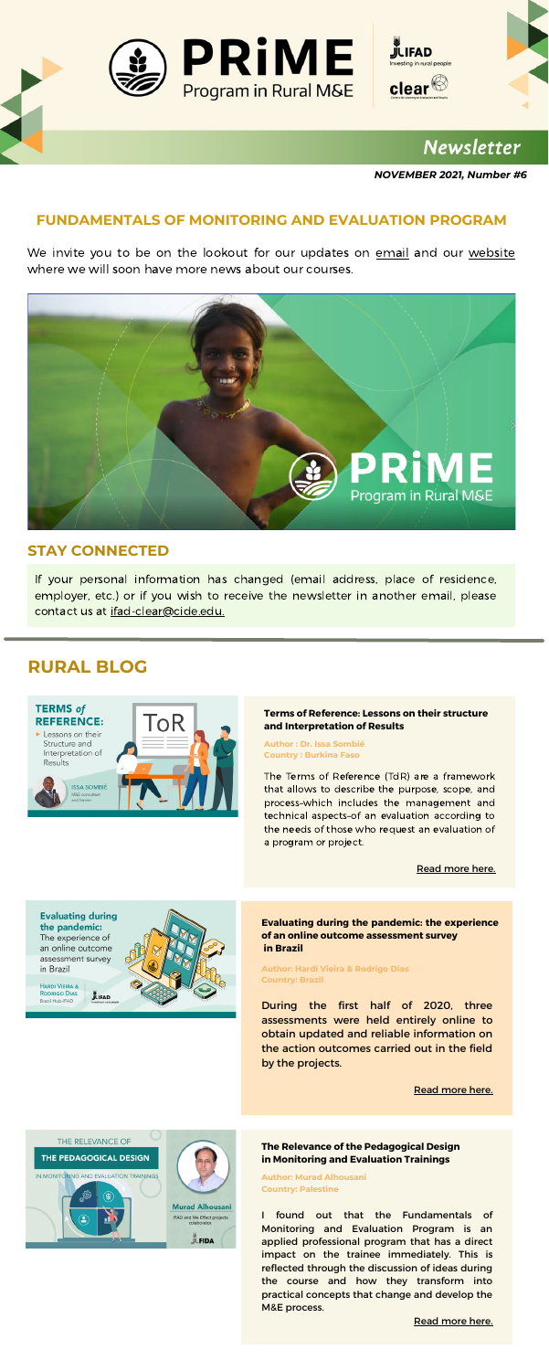# PRiME Program in Rural M&E

IFAD Investing in rural people

clear

## Newsletter

***NOVEMBER 2021, Number #6***

## FUNDAMENTALS OF MONITORING AND EVALUATION PROGRAM

We invite you to be on the lookout for our updates on email and our website where we will soon have more news about our courses.

## STAY CONNECTED

If your personal information has changed (email address, place of residence, employer, etc.) or if you wish to receive the newsletter in another email, please contact us at ifad-clear@cide.edu.

## RURAL BLOG

### Terms of Reference: Lessons on their structure and Interpretation of Results

**Author : Dr. Issa Sombié**
**Country : Burkina Faso**

The Terms of Reference (TdR) are a framework that allows to describe the purpose, scope, and process-which includes the management and technical aspects-of an evaluation according to the needs of those who request an evaluation of a program or project.

Read more here.

### Evaluating during the pandemic: the experience of an online outcome assessment survey in Brazil

**Author: Hardi Vieira & Rodrigo Dias**
**Country: Brazil**

During the first half of 2020, three assessments were held entirely online to obtain updated and reliable information on the action outcomes carried out in the field by the projects.

Read more here.

### The Relevance of the Pedagogical Design in Monitoring and Evaluation Trainings

**Author: Murad Alhousani**
**Country: Palestine**

I found out that the Fundamentals of Monitoring and Evaluation Program is an applied professional program that has a direct impact on the trainee immediately. This is reflected through the discussion of ideas during the course and how they transform into practical concepts that change and develop the M&E process.

Read more here.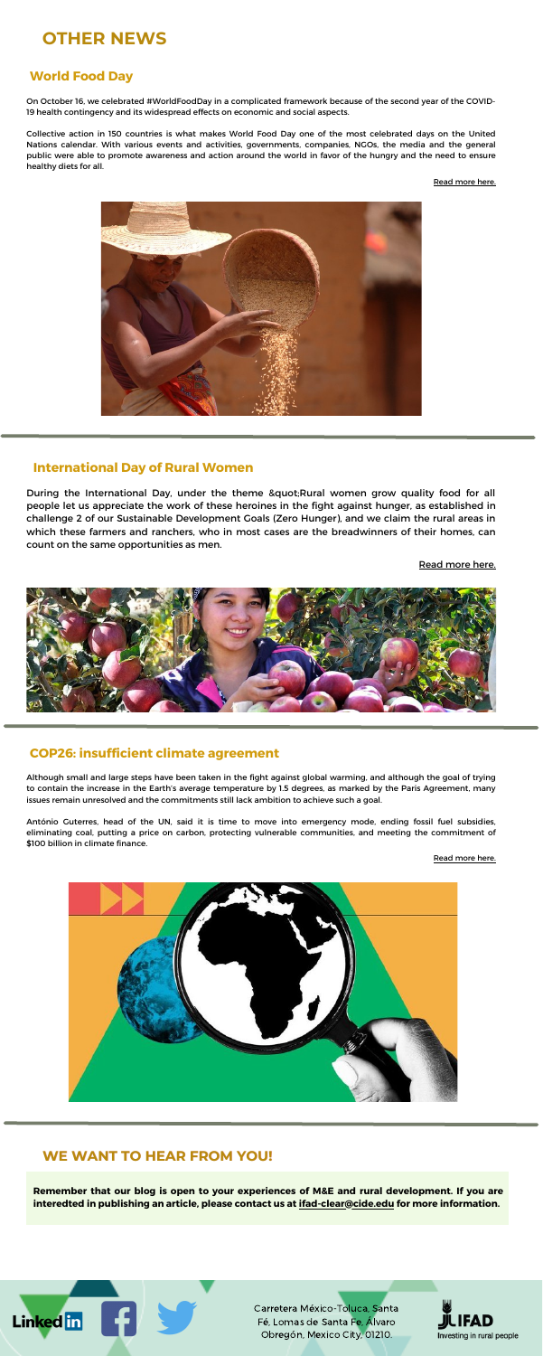# OTHER NEWS

## World Food Day

On October 16, we celebrated #WorldFoodDay in a complicated framework because of the second year of the COVID-19 health contingency and its widespread effects on economic and social aspects.

Collective action in 150 countries is what makes World Food Day one of the most celebrated days on the United Nations calendar. With various events and activities, governments, companies, NGOs, the media and the general public were able to promote awareness and action around the world in favor of the hungry and the need to ensure healthy diets for all.

Read more here.

## International Day of Rural Women

During the International Day, under the theme &quot;Rural women grow quality food for all people let us appreciate the work of these heroines in the fight against hunger, as established in challenge 2 of our Sustainable Development Goals (Zero Hunger), and we claim the rural areas in which these farmers and ranchers, who in most cases are the breadwinners of their homes, can count on the same opportunities as men.

Read more here.

## COP26: insufficient climate agreement

Although small and large steps have been taken in the fight against global warming, and although the goal of trying to contain the increase in the Earth's average temperature by 1.5 degrees, as marked by the Paris Agreement, many issues remain unresolved and the commitments still lack ambition to achieve such a goal.

António Guterres, head of the UN, said it is time to move into emergency mode, ending fossil fuel subsidies, eliminating coal, putting a price on carbon, protecting vulnerable communities, and meeting the commitment of $100 billion in climate finance.

Read more here.

## WE WANT TO HEAR FROM YOU!

**Remember that our blog is open to your experiences of M&E and rural development. If you are interedted in publishing an article, please contact us at ifad-clear@cide.edu for more information.**

Carretera México-Toluca, Santa Fé, Lomas de Santa Fe, Álvaro Obregón, Mexico City, 01210.

IFAD Investing in rural people